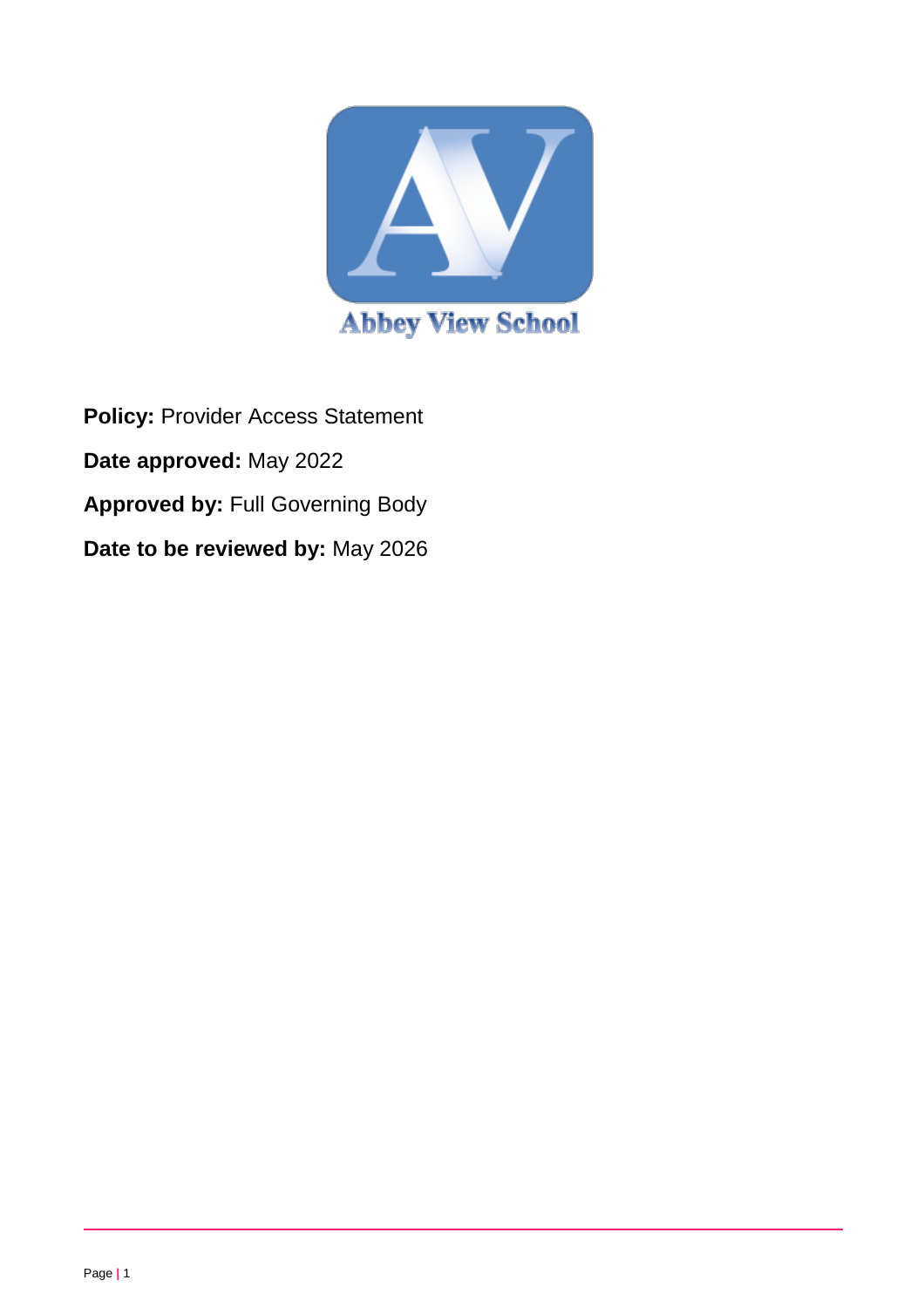Abbey View School

**Policy:** Provider Access Statement

**Date approved:** May 2022

**Approved by:** Full Governing Body

**Date to be reviewed by:** May 2026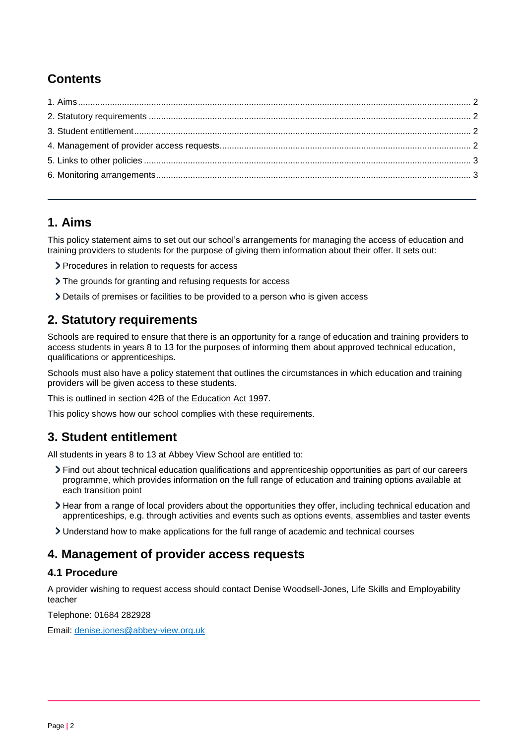## Contents

1. Aims .... 2
2. Statutory requirements .... 2
3. Student entitlement .... 2
4. Management of provider access requests .... 2
5. Links to other policies .... 3
6. Monitoring arrangements .... 3

---

## 1. Aims

This policy statement aims to set out our school's arrangements for managing the access of education and training providers to students for the purpose of giving them information about their offer. It sets out:

- Procedures in relation to requests for access
- The grounds for granting and refusing requests for access
- Details of premises or facilities to be provided to a person who is given access

## 2. Statutory requirements

Schools are required to ensure that there is an opportunity for a range of education and training providers to access students in years 8 to 13 for the purposes of informing them about approved technical education, qualifications or apprenticeships.

Schools must also have a policy statement that outlines the circumstances in which education and training providers will be given access to these students.

This is outlined in section 42B of the Education Act 1997.

This policy shows how our school complies with these requirements.

## 3. Student entitlement

All students in years 8 to 13 at Abbey View School are entitled to:

- Find out about technical education qualifications and apprenticeship opportunities as part of our careers programme, which provides information on the full range of education and training options available at each transition point
- Hear from a range of local providers about the opportunities they offer, including technical education and apprenticeships, e.g. through activities and events such as options events, assemblies and taster events
- Understand how to make applications for the full range of academic and technical courses

## 4. Management of provider access requests

### 4.1 Procedure

A provider wishing to request access should contact Denise Woodsell-Jones, Life Skills and Employability teacher

Telephone: 01684 282928

Email: denise.jones@abbey-view.org.uk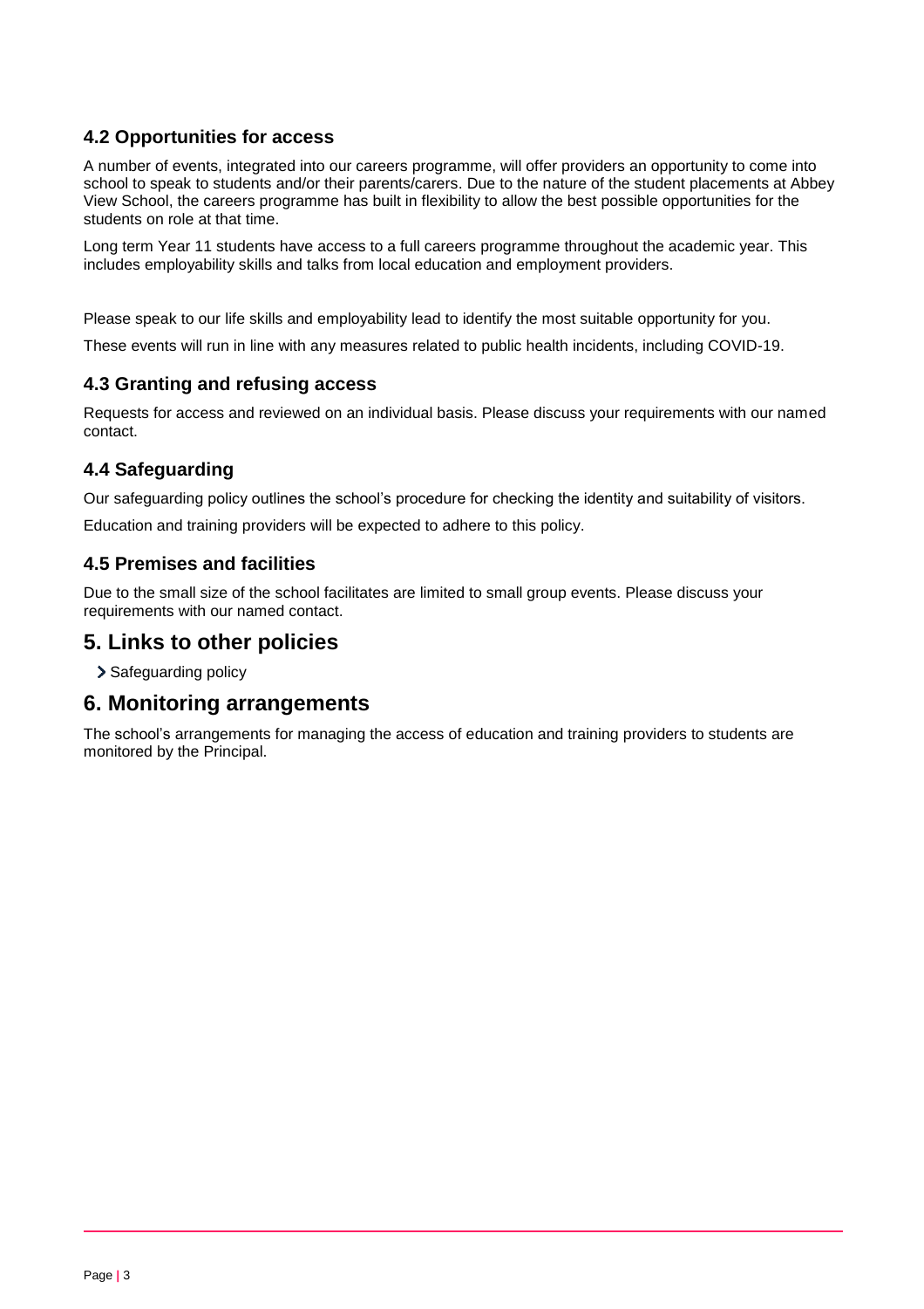### 4.2 Opportunities for access

A number of events, integrated into our careers programme, will offer providers an opportunity to come into school to speak to students and/or their parents/carers. Due to the nature of the student placements at Abbey View School, the careers programme has built in flexibility to allow the best possible opportunities for the students on role at that time.

Long term Year 11 students have access to a full careers programme throughout the academic year. This includes employability skills and talks from local education and employment providers.

Please speak to our life skills and employability lead to identify the most suitable opportunity for you.

These events will run in line with any measures related to public health incidents, including COVID-19.

### 4.3 Granting and refusing access

Requests for access and reviewed on an individual basis. Please discuss your requirements with our named contact.

### 4.4 Safeguarding

Our safeguarding policy outlines the school's procedure for checking the identity and suitability of visitors.

Education and training providers will be expected to adhere to this policy.

### 4.5 Premises and facilities

Due to the small size of the school facilitates are limited to small group events. Please discuss your requirements with our named contact.

## 5. Links to other policies

- Safeguarding policy

## 6. Monitoring arrangements

The school's arrangements for managing the access of education and training providers to students are monitored by the Principal.